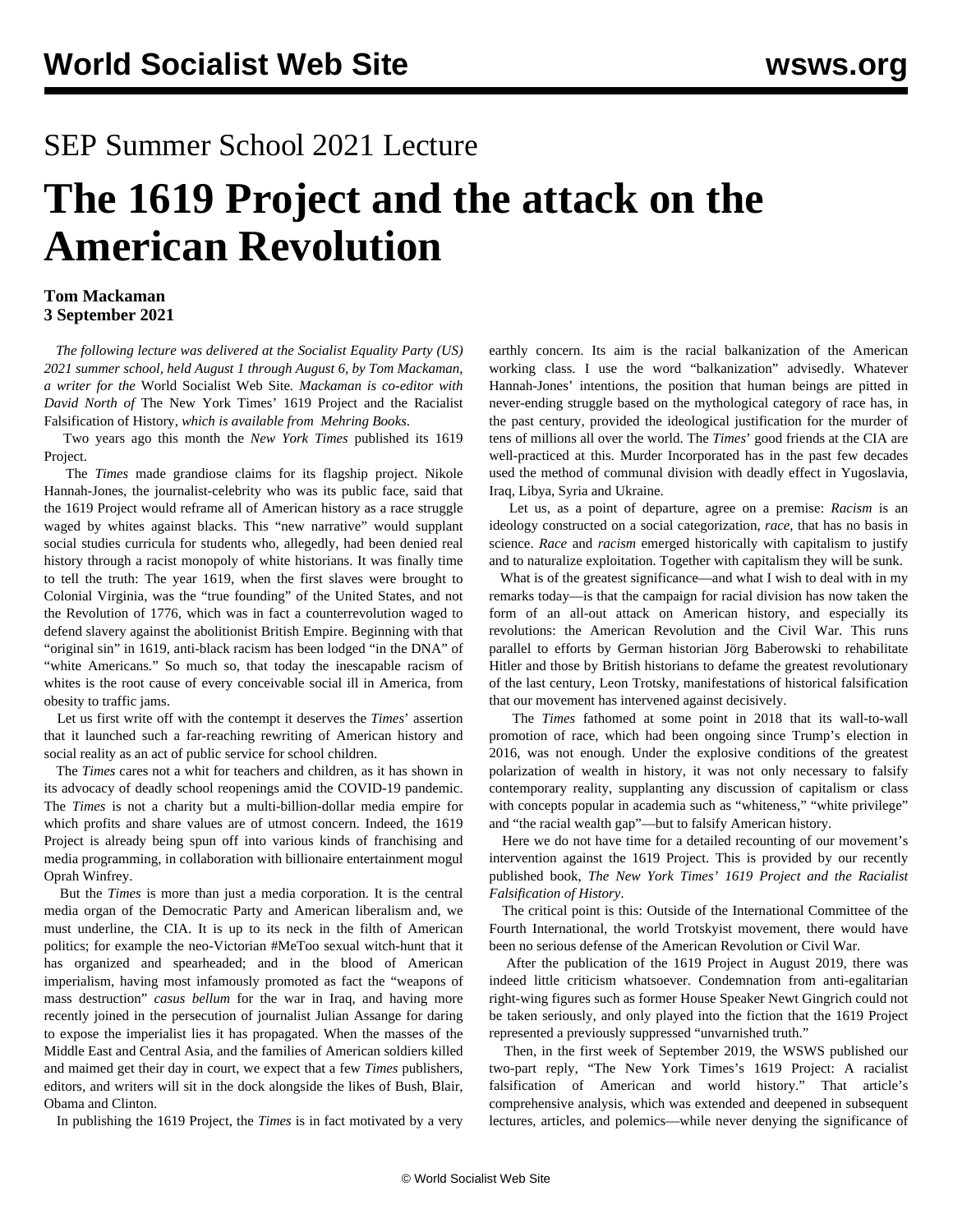SEP Summer School 2021 Lecture

# The 1619 Project and the attack on the American Revolution

**Tom Mackaman**
**3 September 2021**

*The following lecture was delivered at the Socialist Equality Party (US) 2021 summer school, held August 1 through August 6, by Tom Mackaman, a writer for the* World Socialist Web Site*. Mackaman is co-editor with David North of* The New York Times' 1619 Project and the Racialist Falsification of History*, which is available from Mehring Books.*

Two years ago this month the *New York Times* published its 1619 Project.

The *Times* made grandiose claims for its flagship project. Nikole Hannah-Jones, the journalist-celebrity who was its public face, said that the 1619 Project would reframe all of American history as a race struggle waged by whites against blacks. This "new narrative" would supplant social studies curricula for students who, allegedly, had been denied real history through a racist monopoly of white historians. It was finally time to tell the truth: The year 1619, when the first slaves were brought to Colonial Virginia, was the "true founding" of the United States, and not the Revolution of 1776, which was in fact a counterrevolution waged to defend slavery against the abolitionist British Empire. Beginning with that "original sin" in 1619, anti-black racism has been lodged "in the DNA" of "white Americans." So much so, that today the inescapable racism of whites is the root cause of every conceivable social ill in America, from obesity to traffic jams.

Let us first write off with the contempt it deserves the *Times*' assertion that it launched such a far-reaching rewriting of American history and social reality as an act of public service for school children.

The *Times* cares not a whit for teachers and children, as it has shown in its advocacy of deadly school reopenings amid the COVID-19 pandemic. The *Times* is not a charity but a multi-billion-dollar media empire for which profits and share values are of utmost concern. Indeed, the 1619 Project is already being spun off into various kinds of franchising and media programming, in collaboration with billionaire entertainment mogul Oprah Winfrey.

But the *Times* is more than just a media corporation. It is the central media organ of the Democratic Party and American liberalism and, we must underline, the CIA. It is up to its neck in the filth of American politics; for example the neo-Victorian #MeToo sexual witch-hunt that it has organized and spearheaded; and in the blood of American imperialism, having most infamously promoted as fact the "weapons of mass destruction" *casus bellum* for the war in Iraq, and having more recently joined in the persecution of journalist Julian Assange for daring to expose the imperialist lies it has propagated. When the masses of the Middle East and Central Asia, and the families of American soldiers killed and maimed get their day in court, we expect that a few *Times* publishers, editors, and writers will sit in the dock alongside the likes of Bush, Blair, Obama and Clinton.

In publishing the 1619 Project, the *Times* is in fact motivated by a very earthly concern. Its aim is the racial balkanization of the American working class. I use the word "balkanization" advisedly. Whatever Hannah-Jones' intentions, the position that human beings are pitted in never-ending struggle based on the mythological category of race has, in the past century, provided the ideological justification for the murder of tens of millions all over the world. The *Times*' good friends at the CIA are well-practiced at this. Murder Incorporated has in the past few decades used the method of communal division with deadly effect in Yugoslavia, Iraq, Libya, Syria and Ukraine.

Let us, as a point of departure, agree on a premise: *Racism* is an ideology constructed on a social categorization, *race*, that has no basis in science. *Race* and *racism* emerged historically with capitalism to justify and to naturalize exploitation. Together with capitalism they will be sunk.

What is of the greatest significance—and what I wish to deal with in my remarks today—is that the campaign for racial division has now taken the form of an all-out attack on American history, and especially its revolutions: the American Revolution and the Civil War. This runs parallel to efforts by German historian Jörg Baberowski to rehabilitate Hitler and those by British historians to defame the greatest revolutionary of the last century, Leon Trotsky, manifestations of historical falsification that our movement has intervened against decisively.

The *Times* fathomed at some point in 2018 that its wall-to-wall promotion of race, which had been ongoing since Trump's election in 2016, was not enough. Under the explosive conditions of the greatest polarization of wealth in history, it was not only necessary to falsify contemporary reality, supplanting any discussion of capitalism or class with concepts popular in academia such as "whiteness," "white privilege" and "the racial wealth gap"—but to falsify American history.

Here we do not have time for a detailed recounting of our movement's intervention against the 1619 Project. This is provided by our recently published book, *The New York Times' 1619 Project and the Racialist Falsification of History*.

The critical point is this: Outside of the International Committee of the Fourth International, the world Trotskyist movement, there would have been no serious defense of the American Revolution or Civil War.

After the publication of the 1619 Project in August 2019, there was indeed little criticism whatsoever. Condemnation from anti-egalitarian right-wing figures such as former House Speaker Newt Gingrich could not be taken seriously, and only played into the fiction that the 1619 Project represented a previously suppressed "unvarnished truth."

Then, in the first week of September 2019, the WSWS published our two-part reply, "The New York Times's 1619 Project: A racialist falsification of American and world history." That article's comprehensive analysis, which was extended and deepened in subsequent lectures, articles, and polemics—while never denying the significance of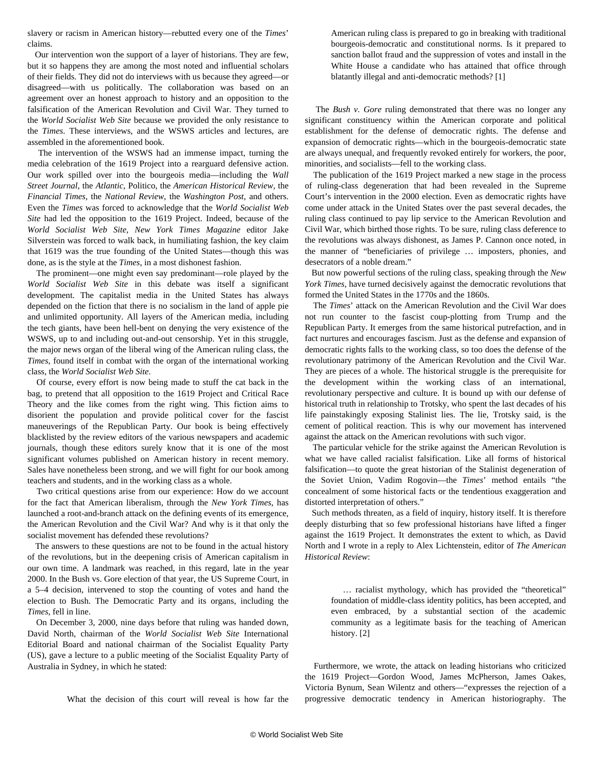slavery or racism in American history—rebutted every one of the *Times*' claims.

Our intervention won the support of a layer of historians. They are few, but it so happens they are among the most noted and influential scholars of their fields. They did not do interviews with us because they agreed—or disagreed—with us politically. The collaboration was based on an agreement over an honest approach to history and an opposition to the falsification of the American Revolution and Civil War. They turned to the *World Socialist Web Site* because we provided the only resistance to the *Times*. These interviews, and the WSWS articles and lectures, are assembled in the aforementioned book.

The intervention of the WSWS had an immense impact, turning the media celebration of the 1619 Project into a rearguard defensive action. Our work spilled over into the bourgeois media—including the *Wall Street Journal*, the *Atlantic*, Politico, the *American Historical Review*, the *Financial Times*, the *National Review*, the *Washington Post*, and others. Even the *Times* was forced to acknowledge that the *World Socialist Web Site* had led the opposition to the 1619 Project. Indeed, because of the *World Socialist Web Site*, *New York Times Magazine* editor Jake Silverstein was forced to walk back, in humiliating fashion, the key claim that 1619 was the true founding of the United States—though this was done, as is the style at the *Times*, in a most dishonest fashion.

The prominent—one might even say predominant—role played by the *World Socialist Web Site* in this debate was itself a significant development. The capitalist media in the United States has always depended on the fiction that there is no socialism in the land of apple pie and unlimited opportunity. All layers of the American media, including the tech giants, have been hell-bent on denying the very existence of the WSWS, up to and including out-and-out censorship. Yet in this struggle, the major news organ of the liberal wing of the American ruling class, the *Times*, found itself in combat with the organ of the international working class, the *World Socialist Web Site*.

Of course, every effort is now being made to stuff the cat back in the bag, to pretend that all opposition to the 1619 Project and Critical Race Theory and the like comes from the right wing. This fiction aims to disorient the population and provide political cover for the fascist maneuverings of the Republican Party. Our book is being effectively blacklisted by the review editors of the various newspapers and academic journals, though these editors surely know that it is one of the most significant volumes published on American history in recent memory. Sales have nonetheless been strong, and we will fight for our book among teachers and students, and in the working class as a whole.

Two critical questions arise from our experience: How do we account for the fact that American liberalism, through the *New York Times*, has launched a root-and-branch attack on the defining events of its emergence, the American Revolution and the Civil War? And why is it that only the socialist movement has defended these revolutions?

The answers to these questions are not to be found in the actual history of the revolutions, but in the deepening crisis of American capitalism in our own time. A landmark was reached, in this regard, late in the year 2000. In the Bush vs. Gore election of that year, the US Supreme Court, in a 5–4 decision, intervened to stop the counting of votes and hand the election to Bush. The Democratic Party and its organs, including the *Times*, fell in line.

On December 3, 2000, nine days before that ruling was handed down, David North, chairman of the *World Socialist Web Site* International Editorial Board and national chairman of the Socialist Equality Party (US), gave a lecture to a public meeting of the Socialist Equality Party of Australia in Sydney, in which he stated:

> What the decision of this court will reveal is how far the American ruling class is prepared to go in breaking with traditional bourgeois-democratic and constitutional norms. Is it prepared to sanction ballot fraud and the suppression of votes and install in the White House a candidate who has attained that office through blatantly illegal and anti-democratic methods? [1]

The *Bush v. Gore* ruling demonstrated that there was no longer any significant constituency within the American corporate and political establishment for the defense of democratic rights. The defense and expansion of democratic rights—which in the bourgeois-democratic state are always unequal, and frequently revoked entirely for workers, the poor, minorities, and socialists—fell to the working class.

The publication of the 1619 Project marked a new stage in the process of ruling-class degeneration that had been revealed in the Supreme Court's intervention in the 2000 election. Even as democratic rights have come under attack in the United States over the past several decades, the ruling class continued to pay lip service to the American Revolution and Civil War, which birthed those rights. To be sure, ruling class deference to the revolutions was always dishonest, as James P. Cannon once noted, in the manner of "beneficiaries of privilege … imposters, phonies, and desecrators of a noble dream."

But now powerful sections of the ruling class, speaking through the *New York Times*, have turned decisively against the democratic revolutions that formed the United States in the 1770s and the 1860s.

The *Times*' attack on the American Revolution and the Civil War does not run counter to the fascist coup-plotting from Trump and the Republican Party. It emerges from the same historical putrefaction, and in fact nurtures and encourages fascism. Just as the defense and expansion of democratic rights falls to the working class, so too does the defense of the revolutionary patrimony of the American Revolution and the Civil War. They are pieces of a whole. The historical struggle is the prerequisite for the development within the working class of an international, revolutionary perspective and culture. It is bound up with our defense of historical truth in relationship to Trotsky, who spent the last decades of his life painstakingly exposing Stalinist lies. The lie, Trotsky said, is the cement of political reaction. This is why our movement has intervened against the attack on the American revolutions with such vigor.

The particular vehicle for the strike against the American Revolution is what we have called racialist falsification. Like all forms of historical falsification—to quote the great historian of the Stalinist degeneration of the Soviet Union, Vadim Rogovin—the *Times*' method entails "the concealment of some historical facts or the tendentious exaggeration and distorted interpretation of others."

Such methods threaten, as a field of inquiry, history itself. It is therefore deeply disturbing that so few professional historians have lifted a finger against the 1619 Project. It demonstrates the extent to which, as David North and I wrote in a reply to Alex Lichtenstein, editor of *The American Historical Review*:

> … racialist mythology, which has provided the "theoretical" foundation of middle-class identity politics, has been accepted, and even embraced, by a substantial section of the academic community as a legitimate basis for the teaching of American history. [2]

Furthermore, we wrote, the attack on leading historians who criticized the 1619 Project—Gordon Wood, James McPherson, James Oakes, Victoria Bynum, Sean Wilentz and others—"expresses the rejection of a progressive democratic tendency in American historiography. The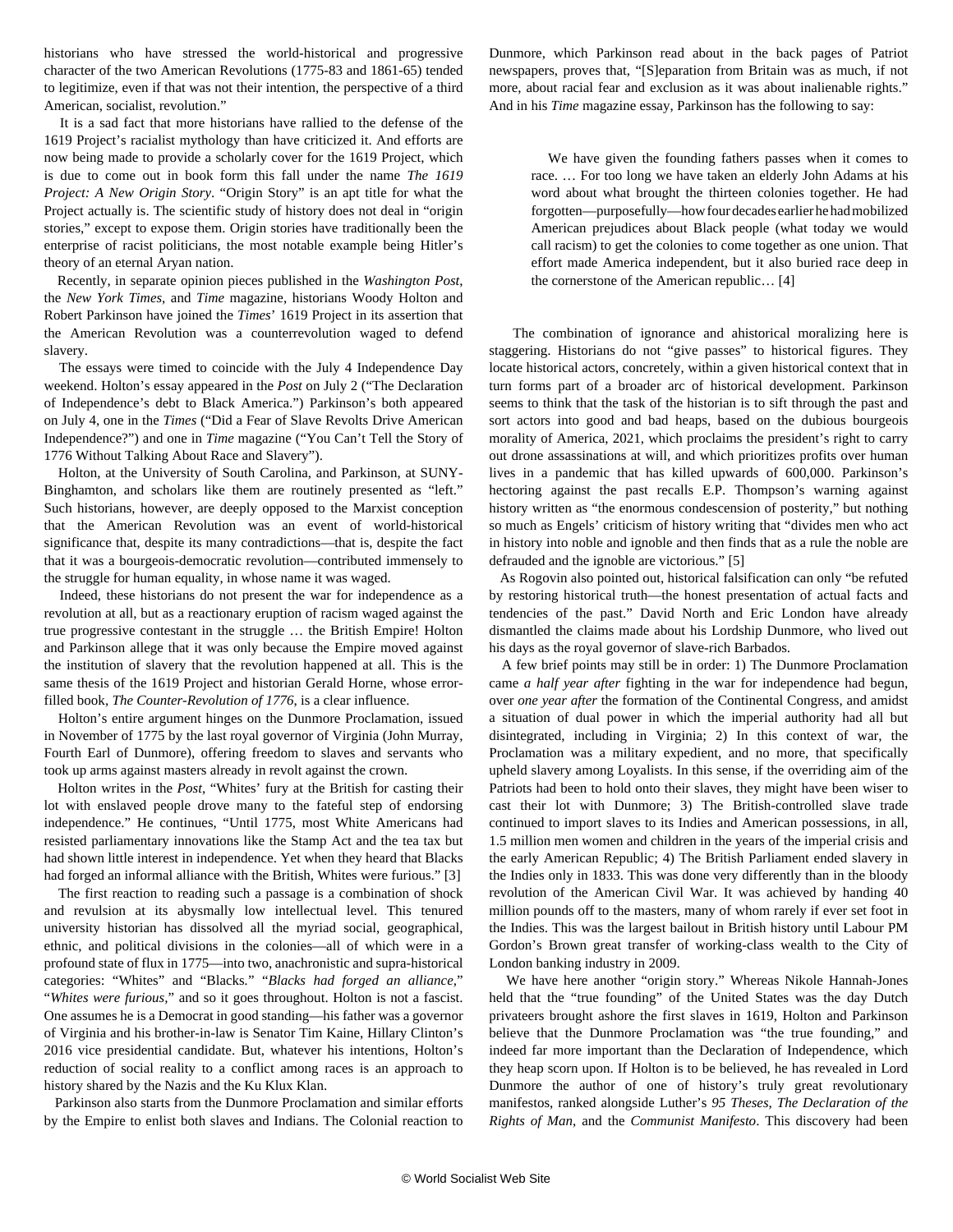historians who have stressed the world-historical and progressive character of the two American Revolutions (1775-83 and 1861-65) tended to legitimize, even if that was not their intention, the perspective of a third American, socialist, revolution."

It is a sad fact that more historians have rallied to the defense of the 1619 Project's racialist mythology than have criticized it. And efforts are now being made to provide a scholarly cover for the 1619 Project, which is due to come out in book form this fall under the name *The 1619 Project: A New Origin Story*. "Origin Story" is an apt title for what the Project actually is. The scientific study of history does not deal in "origin stories," except to expose them. Origin stories have traditionally been the enterprise of racist politicians, the most notable example being Hitler's theory of an eternal Aryan nation.

Recently, in separate opinion pieces published in the *Washington Post*, the *New York Times*, and *Time* magazine, historians Woody Holton and Robert Parkinson have joined the *Times*' 1619 Project in its assertion that the American Revolution was a counterrevolution waged to defend slavery.

The essays were timed to coincide with the July 4 Independence Day weekend. Holton's essay appeared in the *Post* on July 2 ("The Declaration of Independence's debt to Black America.") Parkinson's both appeared on July 4, one in the *Times* ("Did a Fear of Slave Revolts Drive American Independence?") and one in *Time* magazine ("You Can't Tell the Story of 1776 Without Talking About Race and Slavery").

Holton, at the University of South Carolina, and Parkinson, at SUNY-Binghamton, and scholars like them are routinely presented as "left." Such historians, however, are deeply opposed to the Marxist conception that the American Revolution was an event of world-historical significance that, despite its many contradictions—that is, despite the fact that it was a bourgeois-democratic revolution—contributed immensely to the struggle for human equality, in whose name it was waged.

Indeed, these historians do not present the war for independence as a revolution at all, but as a reactionary eruption of racism waged against the true progressive contestant in the struggle … the British Empire! Holton and Parkinson allege that it was only because the Empire moved against the institution of slavery that the revolution happened at all. This is the same thesis of the 1619 Project and historian Gerald Horne, whose error-filled book, *The Counter-Revolution of 1776*, is a clear influence.

Holton's entire argument hinges on the Dunmore Proclamation, issued in November of 1775 by the last royal governor of Virginia (John Murray, Fourth Earl of Dunmore), offering freedom to slaves and servants who took up arms against masters already in revolt against the crown.

Holton writes in the *Post*, "Whites' fury at the British for casting their lot with enslaved people drove many to the fateful step of endorsing independence." He continues, "Until 1775, most White Americans had resisted parliamentary innovations like the Stamp Act and the tea tax but had shown little interest in independence. Yet when they heard that Blacks had forged an informal alliance with the British, Whites were furious." [3]

The first reaction to reading such a passage is a combination of shock and revulsion at its abysmally low intellectual level. This tenured university historian has dissolved all the myriad social, geographical, ethnic, and political divisions in the colonies—all of which were in a profound state of flux in 1775—into two, anachronistic and supra-historical categories: "Whites" and "Blacks." "*Blacks had forged an alliance*," "*Whites were furious*," and so it goes throughout. Holton is not a fascist. One assumes he is a Democrat in good standing—his father was a governor of Virginia and his brother-in-law is Senator Tim Kaine, Hillary Clinton's 2016 vice presidential candidate. But, whatever his intentions, Holton's reduction of social reality to a conflict among races is an approach to history shared by the Nazis and the Ku Klux Klan.

Parkinson also starts from the Dunmore Proclamation and similar efforts by the Empire to enlist both slaves and Indians. The Colonial reaction to Dunmore, which Parkinson read about in the back pages of Patriot newspapers, proves that, "[S]eparation from Britain was as much, if not more, about racial fear and exclusion as it was about inalienable rights." And in his *Time* magazine essay, Parkinson has the following to say:

> We have given the founding fathers passes when it comes to race. … For too long we have taken an elderly John Adams at his word about what brought the thirteen colonies together. He had forgotten—purposefully—how four decades earlier he had mobilized American prejudices about Black people (what today we would call racism) to get the colonies to come together as one union. That effort made America independent, but it also buried race deep in the cornerstone of the American republic… [4]

The combination of ignorance and ahistorical moralizing here is staggering. Historians do not "give passes" to historical figures. They locate historical actors, concretely, within a given historical context that in turn forms part of a broader arc of historical development. Parkinson seems to think that the task of the historian is to sift through the past and sort actors into good and bad heaps, based on the dubious bourgeois morality of America, 2021, which proclaims the president's right to carry out drone assassinations at will, and which prioritizes profits over human lives in a pandemic that has killed upwards of 600,000. Parkinson's hectoring against the past recalls E.P. Thompson's warning against history written as "the enormous condescension of posterity," but nothing so much as Engels' criticism of history writing that "divides men who act in history into noble and ignoble and then finds that as a rule the noble are defrauded and the ignoble are victorious." [5]

As Rogovin also pointed out, historical falsification can only "be refuted by restoring historical truth—the honest presentation of actual facts and tendencies of the past." David North and Eric London have already dismantled the claims made about his Lordship Dunmore, who lived out his days as the royal governor of slave-rich Barbados.

A few brief points may still be in order: 1) The Dunmore Proclamation came *a half year after* fighting in the war for independence had begun, over *one year after* the formation of the Continental Congress, and amidst a situation of dual power in which the imperial authority had all but disintegrated, including in Virginia; 2) In this context of war, the Proclamation was a military expedient, and no more, that specifically upheld slavery among Loyalists. In this sense, if the overriding aim of the Patriots had been to hold onto their slaves, they might have been wiser to cast their lot with Dunmore; 3) The British-controlled slave trade continued to import slaves to its Indies and American possessions, in all, 1.5 million men women and children in the years of the imperial crisis and the early American Republic; 4) The British Parliament ended slavery in the Indies only in 1833. This was done very differently than in the bloody revolution of the American Civil War. It was achieved by handing 40 million pounds off to the masters, many of whom rarely if ever set foot in the Indies. This was the largest bailout in British history until Labour PM Gordon's Brown great transfer of working-class wealth to the City of London banking industry in 2009.

We have here another "origin story." Whereas Nikole Hannah-Jones held that the "true founding" of the United States was the day Dutch privateers brought ashore the first slaves in 1619, Holton and Parkinson believe that the Dunmore Proclamation was "the true founding," and indeed far more important than the Declaration of Independence, which they heap scorn upon. If Holton is to be believed, he has revealed in Lord Dunmore the author of one of history's truly great revolutionary manifestos, ranked alongside Luther's *95 Theses*, *The Declaration of the Rights of Man*, and the *Communist Manifesto*. This discovery had been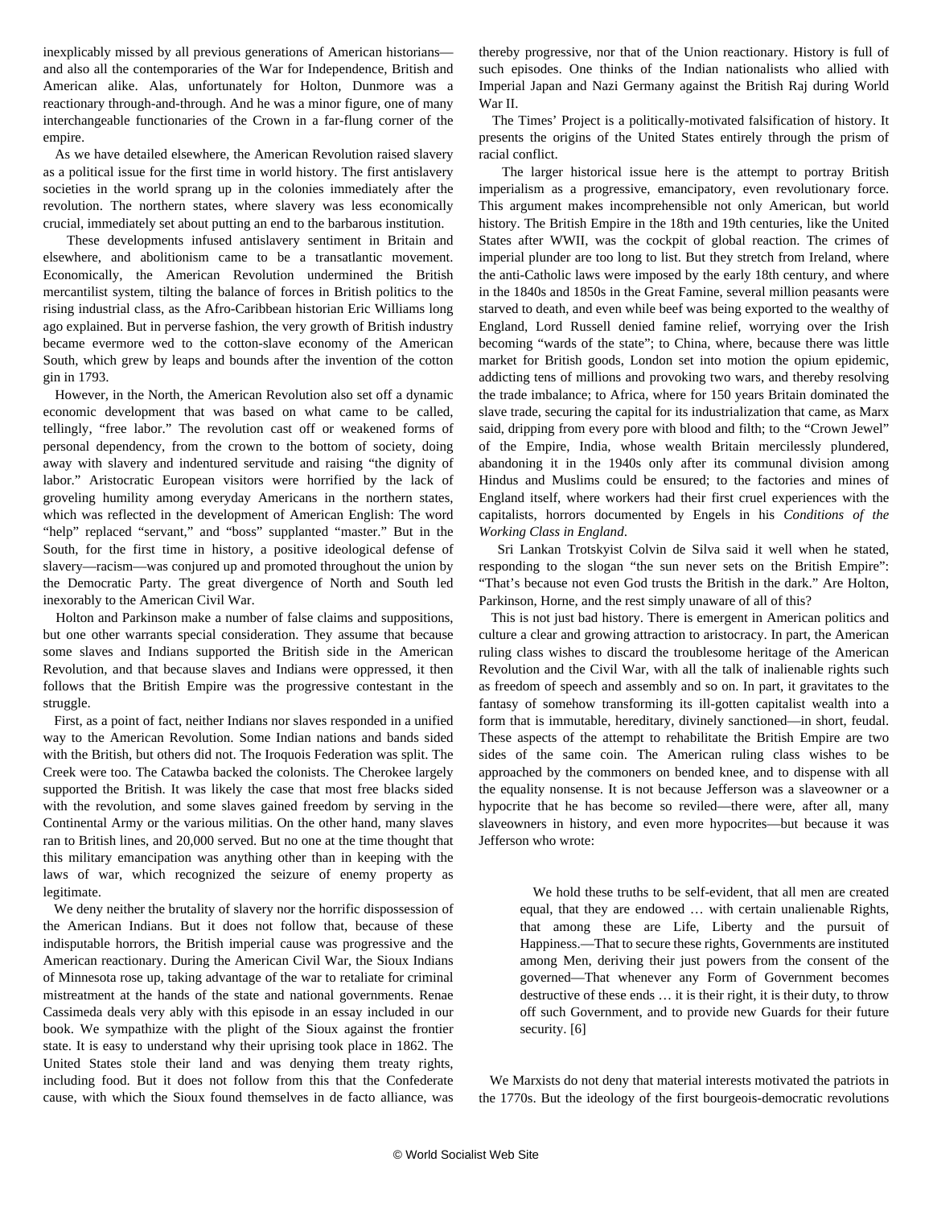inexplicably missed by all previous generations of American historians—and also all the contemporaries of the War for Independence, British and American alike. Alas, unfortunately for Holton, Dunmore was a reactionary through-and-through. And he was a minor figure, one of many interchangeable functionaries of the Crown in a far-flung corner of the empire.

As we have detailed elsewhere, the American Revolution raised slavery as a political issue for the first time in world history. The first antislavery societies in the world sprang up in the colonies immediately after the revolution. The northern states, where slavery was less economically crucial, immediately set about putting an end to the barbarous institution.

These developments infused antislavery sentiment in Britain and elsewhere, and abolitionism came to be a transatlantic movement. Economically, the American Revolution undermined the British mercantilist system, tilting the balance of forces in British politics to the rising industrial class, as the Afro-Caribbean historian Eric Williams long ago explained. But in perverse fashion, the very growth of British industry became evermore wed to the cotton-slave economy of the American South, which grew by leaps and bounds after the invention of the cotton gin in 1793.

However, in the North, the American Revolution also set off a dynamic economic development that was based on what came to be called, tellingly, "free labor." The revolution cast off or weakened forms of personal dependency, from the crown to the bottom of society, doing away with slavery and indentured servitude and raising "the dignity of labor." Aristocratic European visitors were horrified by the lack of groveling humility among everyday Americans in the northern states, which was reflected in the development of American English: The word "help" replaced "servant," and "boss" supplanted "master." But in the South, for the first time in history, a positive ideological defense of slavery—racism—was conjured up and promoted throughout the union by the Democratic Party. The great divergence of North and South led inexorably to the American Civil War.

Holton and Parkinson make a number of false claims and suppositions, but one other warrants special consideration. They assume that because some slaves and Indians supported the British side in the American Revolution, and that because slaves and Indians were oppressed, it then follows that the British Empire was the progressive contestant in the struggle.

First, as a point of fact, neither Indians nor slaves responded in a unified way to the American Revolution. Some Indian nations and bands sided with the British, but others did not. The Iroquois Federation was split. The Creek were too. The Catawba backed the colonists. The Cherokee largely supported the British. It was likely the case that most free blacks sided with the revolution, and some slaves gained freedom by serving in the Continental Army or the various militias. On the other hand, many slaves ran to British lines, and 20,000 served. But no one at the time thought that this military emancipation was anything other than in keeping with the laws of war, which recognized the seizure of enemy property as legitimate.

We deny neither the brutality of slavery nor the horrific dispossession of the American Indians. But it does not follow that, because of these indisputable horrors, the British imperial cause was progressive and the American reactionary. During the American Civil War, the Sioux Indians of Minnesota rose up, taking advantage of the war to retaliate for criminal mistreatment at the hands of the state and national governments. Renae Cassimeda deals very ably with this episode in an essay included in our book. We sympathize with the plight of the Sioux against the frontier state. It is easy to understand why their uprising took place in 1862. The United States stole their land and was denying them treaty rights, including food. But it does not follow from this that the Confederate cause, with which the Sioux found themselves in de facto alliance, was thereby progressive, nor that of the Union reactionary. History is full of such episodes. One thinks of the Indian nationalists who allied with Imperial Japan and Nazi Germany against the British Raj during World War II.

The Times' Project is a politically-motivated falsification of history. It presents the origins of the United States entirely through the prism of racial conflict.

The larger historical issue here is the attempt to portray British imperialism as a progressive, emancipatory, even revolutionary force. This argument makes incomprehensible not only American, but world history. The British Empire in the 18th and 19th centuries, like the United States after WWII, was the cockpit of global reaction. The crimes of imperial plunder are too long to list. But they stretch from Ireland, where the anti-Catholic laws were imposed by the early 18th century, and where in the 1840s and 1850s in the Great Famine, several million peasants were starved to death, and even while beef was being exported to the wealthy of England, Lord Russell denied famine relief, worrying over the Irish becoming "wards of the state"; to China, where, because there was little market for British goods, London set into motion the opium epidemic, addicting tens of millions and provoking two wars, and thereby resolving the trade imbalance; to Africa, where for 150 years Britain dominated the slave trade, securing the capital for its industrialization that came, as Marx said, dripping from every pore with blood and filth; to the "Crown Jewel" of the Empire, India, whose wealth Britain mercilessly plundered, abandoning it in the 1940s only after its communal division among Hindus and Muslims could be ensured; to the factories and mines of England itself, where workers had their first cruel experiences with the capitalists, horrors documented by Engels in his *Conditions of the Working Class in England*.

Sri Lankan Trotskyist Colvin de Silva said it well when he stated, responding to the slogan "the sun never sets on the British Empire": "That's because not even God trusts the British in the dark." Are Holton, Parkinson, Horne, and the rest simply unaware of all of this?

This is not just bad history. There is emergent in American politics and culture a clear and growing attraction to aristocracy. In part, the American ruling class wishes to discard the troublesome heritage of the American Revolution and the Civil War, with all the talk of inalienable rights such as freedom of speech and assembly and so on. In part, it gravitates to the fantasy of somehow transforming its ill-gotten capitalist wealth into a form that is immutable, hereditary, divinely sanctioned—in short, feudal. These aspects of the attempt to rehabilitate the British Empire are two sides of the same coin. The American ruling class wishes to be approached by the commoners on bended knee, and to dispense with all the equality nonsense. It is not because Jefferson was a slaveowner or a hypocrite that he has become so reviled—there were, after all, many slaveowners in history, and even more hypocrites—but because it was Jefferson who wrote:

> We hold these truths to be self-evident, that all men are created equal, that they are endowed … with certain unalienable Rights, that among these are Life, Liberty and the pursuit of Happiness.—That to secure these rights, Governments are instituted among Men, deriving their just powers from the consent of the governed—That whenever any Form of Government becomes destructive of these ends … it is their right, it is their duty, to throw off such Government, and to provide new Guards for their future security. [6]

We Marxists do not deny that material interests motivated the patriots in the 1770s. But the ideology of the first bourgeois-democratic revolutions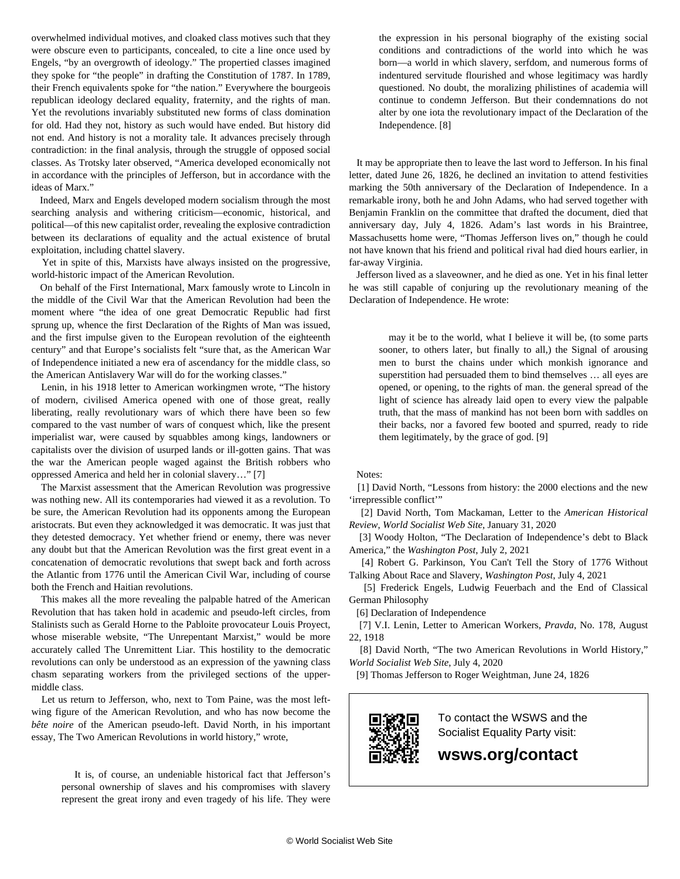overwhelmed individual motives, and cloaked class motives such that they were obscure even to participants, concealed, to cite a line once used by Engels, "by an overgrowth of ideology." The propertied classes imagined they spoke for "the people" in drafting the Constitution of 1787. In 1789, their French equivalents spoke for "the nation." Everywhere the bourgeois republican ideology declared equality, fraternity, and the rights of man. Yet the revolutions invariably substituted new forms of class domination for old. Had they not, history as such would have ended. But history did not end. And history is not a morality tale. It advances precisely through contradiction: in the final analysis, through the struggle of opposed social classes. As Trotsky later observed, "America developed economically not in accordance with the principles of Jefferson, but in accordance with the ideas of Marx."

Indeed, Marx and Engels developed modern socialism through the most searching analysis and withering criticism—economic, historical, and political—of this new capitalist order, revealing the explosive contradiction between its declarations of equality and the actual existence of brutal exploitation, including chattel slavery.

Yet in spite of this, Marxists have always insisted on the progressive, world-historic impact of the American Revolution.

On behalf of the First International, Marx famously wrote to Lincoln in the middle of the Civil War that the American Revolution had been the moment where "the idea of one great Democratic Republic had first sprung up, whence the first Declaration of the Rights of Man was issued, and the first impulse given to the European revolution of the eighteenth century" and that Europe's socialists felt "sure that, as the American War of Independence initiated a new era of ascendancy for the middle class, so the American Antislavery War will do for the working classes."

Lenin, in his 1918 letter to American workingmen wrote, "The history of modern, civilised America opened with one of those great, really liberating, really revolutionary wars of which there have been so few compared to the vast number of wars of conquest which, like the present imperialist war, were caused by squabbles among kings, landowners or capitalists over the division of usurped lands or ill-gotten gains. That was the war the American people waged against the British robbers who oppressed America and held her in colonial slavery…" [7]

The Marxist assessment that the American Revolution was progressive was nothing new. All its contemporaries had viewed it as a revolution. To be sure, the American Revolution had its opponents among the European aristocrats. But even they acknowledged it was democratic. It was just that they detested democracy. Yet whether friend or enemy, there was never any doubt but that the American Revolution was the first great event in a concatenation of democratic revolutions that swept back and forth across the Atlantic from 1776 until the American Civil War, including of course both the French and Haitian revolutions.

This makes all the more revealing the palpable hatred of the American Revolution that has taken hold in academic and pseudo-left circles, from Stalinists such as Gerald Horne to the Pabloite provocateur Louis Proyect, whose miserable website, "The Unrepentant Marxist," would be more accurately called The Unremittent Liar. This hostility to the democratic revolutions can only be understood as an expression of the yawning class chasm separating workers from the privileged sections of the upper-middle class.

Let us return to Jefferson, who, next to Tom Paine, was the most left-wing figure of the American Revolution, and who has now become the *bête noire* of the American pseudo-left. David North, in his important essay, The Two American Revolutions in world history," wrote,

> It is, of course, an undeniable historical fact that Jefferson's personal ownership of slaves and his compromises with slavery represent the great irony and even tragedy of his life. They were the expression in his personal biography of the existing social conditions and contradictions of the world into which he was born—a world in which slavery, serfdom, and numerous forms of indentured servitude flourished and whose legitimacy was hardly questioned. No doubt, the moralizing philistines of academia will continue to condemn Jefferson. But their condemnations do not alter by one iota the revolutionary impact of the Declaration of the Independence. [8]

It may be appropriate then to leave the last word to Jefferson. In his final letter, dated June 26, 1826, he declined an invitation to attend festivities marking the 50th anniversary of the Declaration of Independence. In a remarkable irony, both he and John Adams, who had served together with Benjamin Franklin on the committee that drafted the document, died that anniversary day, July 4, 1826. Adam's last words in his Braintree, Massachusetts home were, "Thomas Jefferson lives on," though he could not have known that his friend and political rival had died hours earlier, in far-away Virginia.

Jefferson lived as a slaveowner, and he died as one. Yet in his final letter he was still capable of conjuring up the revolutionary meaning of the Declaration of Independence. He wrote:

> may it be to the world, what I believe it will be, (to some parts sooner, to others later, but finally to all,) the Signal of arousing men to burst the chains under which monkish ignorance and superstition had persuaded them to bind themselves … all eyes are opened, or opening, to the rights of man. the general spread of the light of science has already laid open to every view the palpable truth, that the mass of mankind has not been born with saddles on their backs, nor a favored few booted and spurred, ready to ride them legitimately, by the grace of god. [9]

Notes:

[1] David North, "Lessons from history: the 2000 elections and the new 'irrepressible conflict'"

[2] David North, Tom Mackaman, Letter to the *American Historical Review*, *World Socialist Web Site*, January 31, 2020

[3] Woody Holton, "The Declaration of Independence's debt to Black America," the *Washington Post*, July 2, 2021

[4] Robert G. Parkinson, You Can't Tell the Story of 1776 Without Talking About Race and Slavery, *Washington Post*, July 4, 2021

[5] Frederick Engels, Ludwig Feuerbach and the End of Classical German Philosophy

[6] Declaration of Independence

[7] V.I. Lenin, Letter to American Workers, *Pravda*, No. 178, August 22, 1918

[8] David North, "The two American Revolutions in World History," *World Socialist Web Site*, July 4, 2020

[9] Thomas Jefferson to Roger Weightman, June 24, 1826

To contact the WSWS and the Socialist Equality Party visit:

**wsws.org/contact**